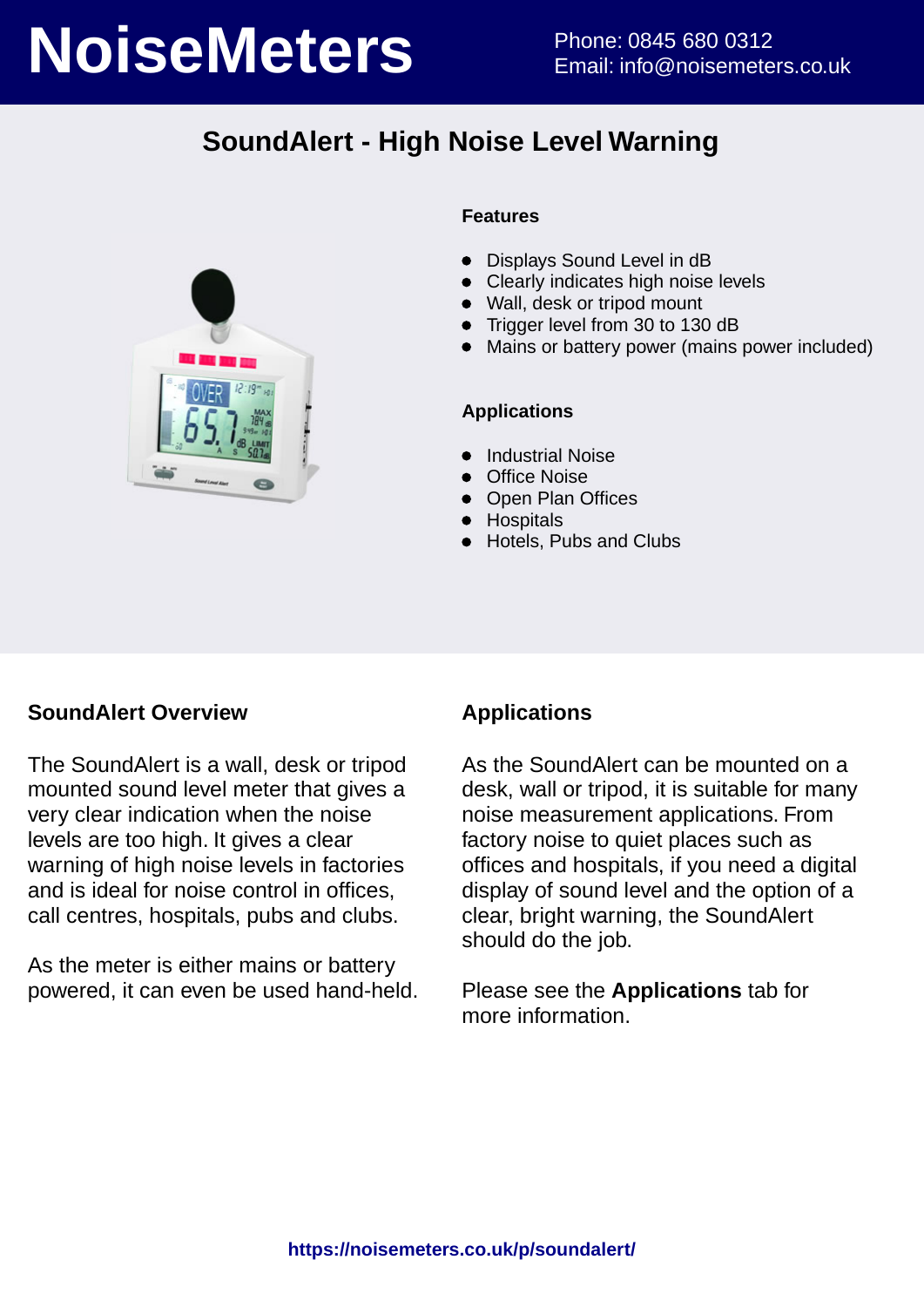# NoiseMeters

Phone: 0845 680 0312
Email: info@noisemeters.co.uk

## SoundAlert - High Noise Level Warning

### Features

- Displays Sound Level in dB
- Clearly indicates high noise levels
- Wall, desk or tripod mount
- Trigger level from 30 to 130 dB
- Mains or battery power (mains power included)

### Applications

- Industrial Noise
- Office Noise
- Open Plan Offices
- Hospitals
- Hotels, Pubs and Clubs

### SoundAlert Overview

The SoundAlert is a wall, desk or tripod mounted sound level meter that gives a very clear indication when the noise levels are too high. It gives a clear warning of high noise levels in factories and is ideal for noise control in offices, call centres, hospitals, pubs and clubs.

As the meter is either mains or battery powered, it can even be used hand-held.

### Applications

As the SoundAlert can be mounted on a desk, wall or tripod, it is suitable for many noise measurement applications. From factory noise to quiet places such as offices and hospitals, if you need a digital display of sound level and the option of a clear, bright warning, the SoundAlert should do the job.

Please see the **Applications** tab for more information.

**https://noisemeters.co.uk/p/soundalert/**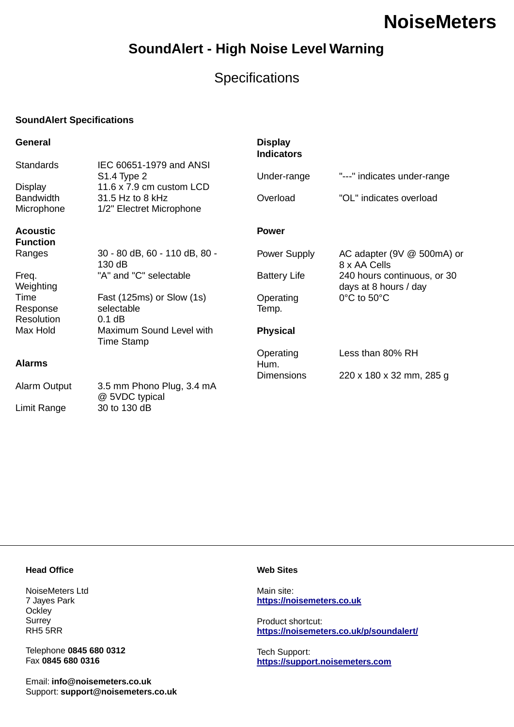# NoiseMeters

## SoundAlert - High Noise Level Warning

## Specifications

### SoundAlert Specifications

#### General

| | |
|---|---|
| Standards | IEC 60651-1979 and ANSI S1.4 Type 2 |
| Display | 11.6 x 7.9 cm custom LCD |
| Bandwidth | 31.5 Hz to 8 kHz |
| Microphone | 1/2" Electret Microphone |

#### Acoustic Function

| | |
|---|---|
| Ranges | 30 - 80 dB, 60 - 110 dB, 80 - 130 dB |
| Freq. Weighting | "A" and "C" selectable |
| Time Response | Fast (125ms) or Slow (1s) selectable |
| Resolution | 0.1 dB |
| Max Hold | Maximum Sound Level with Time Stamp |

#### Alarms

| | |
|---|---|
| Alarm Output | 3.5 mm Phono Plug, 3.4 mA @ 5VDC typical |
| Limit Range | 30 to 130 dB |

#### Display Indicators

| | |
|---|---|
| Under-range | "---" indicates under-range |
| Overload | "OL" indicates overload |

#### Power

| | |
|---|---|
| Power Supply | AC adapter (9V @ 500mA) or 8 x AA Cells |
| Battery Life | 240 hours continuous, or 30 days at 8 hours / day |
| Operating Temp. | 0°C to 50°C |

#### Physical

| | |
|---|---|
| Operating Hum. | Less than 80% RH |
| Dimensions | 220 x 180 x 32 mm, 285 g |

---

**Head Office**

NoiseMeters Ltd
7 Jayes Park
Ockley
Surrey
RH5 5RR

Telephone **0845 680 0312**
Fax **0845 680 0316**

Email: **info@noisemeters.co.uk**
Support: **support@noisemeters.co.uk**

**Web Sites**

Main site:
**https://noisemeters.co.uk**

Product shortcut:
**https://noisemeters.co.uk/p/soundalert/**

Tech Support:
**https://support.noisemeters.com**